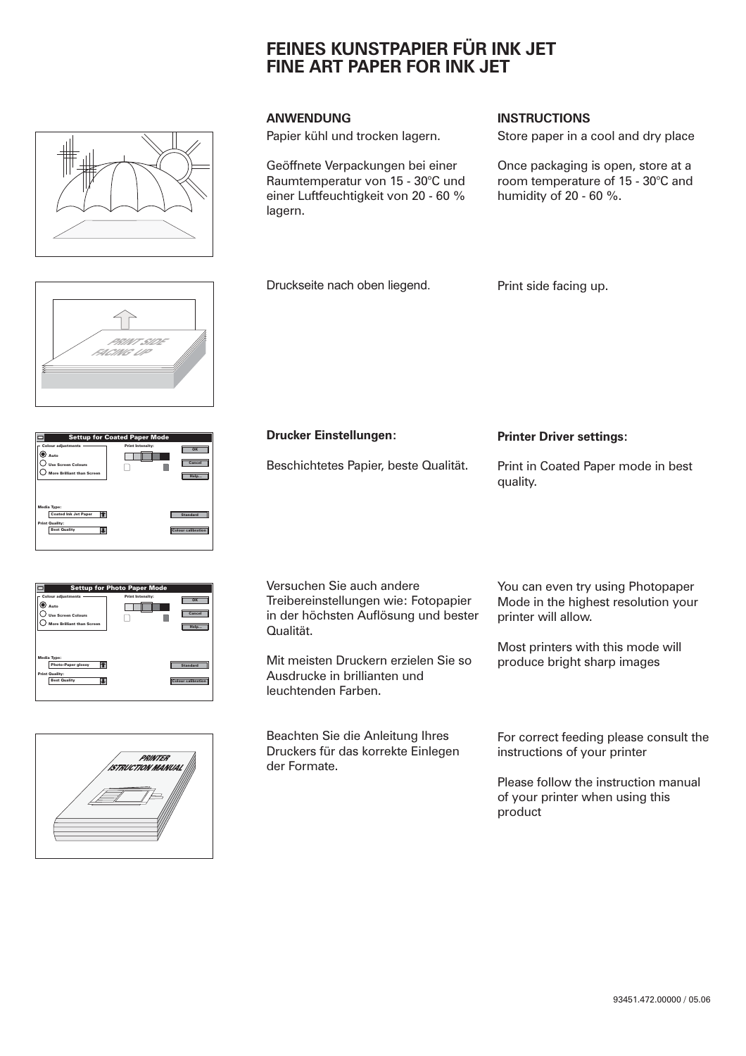# FEINES KUNSTPAPIER FÜR INK JET
# FINE ART PAPER FOR INK JET

## ANWENDUNG

Papier kühl und trocken lagern.

Geöffnete Verpackungen bei einer Raumtemperatur von 15 - 30°C und einer Luftfeuchtigkeit von 20 - 60 % lagern.

Druckseite nach oben liegend.

**Drucker Einstellungen:**

Beschichtetes Papier, beste Qualität.

Versuchen Sie auch andere Treibereinstellungen wie: Fotopapier in der höchsten Auflösung und bester Qualität.

Mit meisten Druckern erzielen Sie so Ausdrucke in brillianten und leuchtenden Farben.

Beachten Sie die Anleitung Ihres Druckers für das korrekte Einlegen der Formate.

## INSTRUCTIONS

Store paper in a cool and dry place

Once packaging is open, store at a room temperature of 15 - 30°C and humidity of 20 - 60 %.

Print side facing up.

**Printer Driver settings:**

Print in Coated Paper mode in best quality.

You can even try using Photopaper Mode in the highest resolution your printer will allow.

Most printers with this mode will produce bright sharp images

For correct feeding please consult the instructions of your printer

Please follow the instruction manual of your printer when using this product

93451.472.00000 / 05.06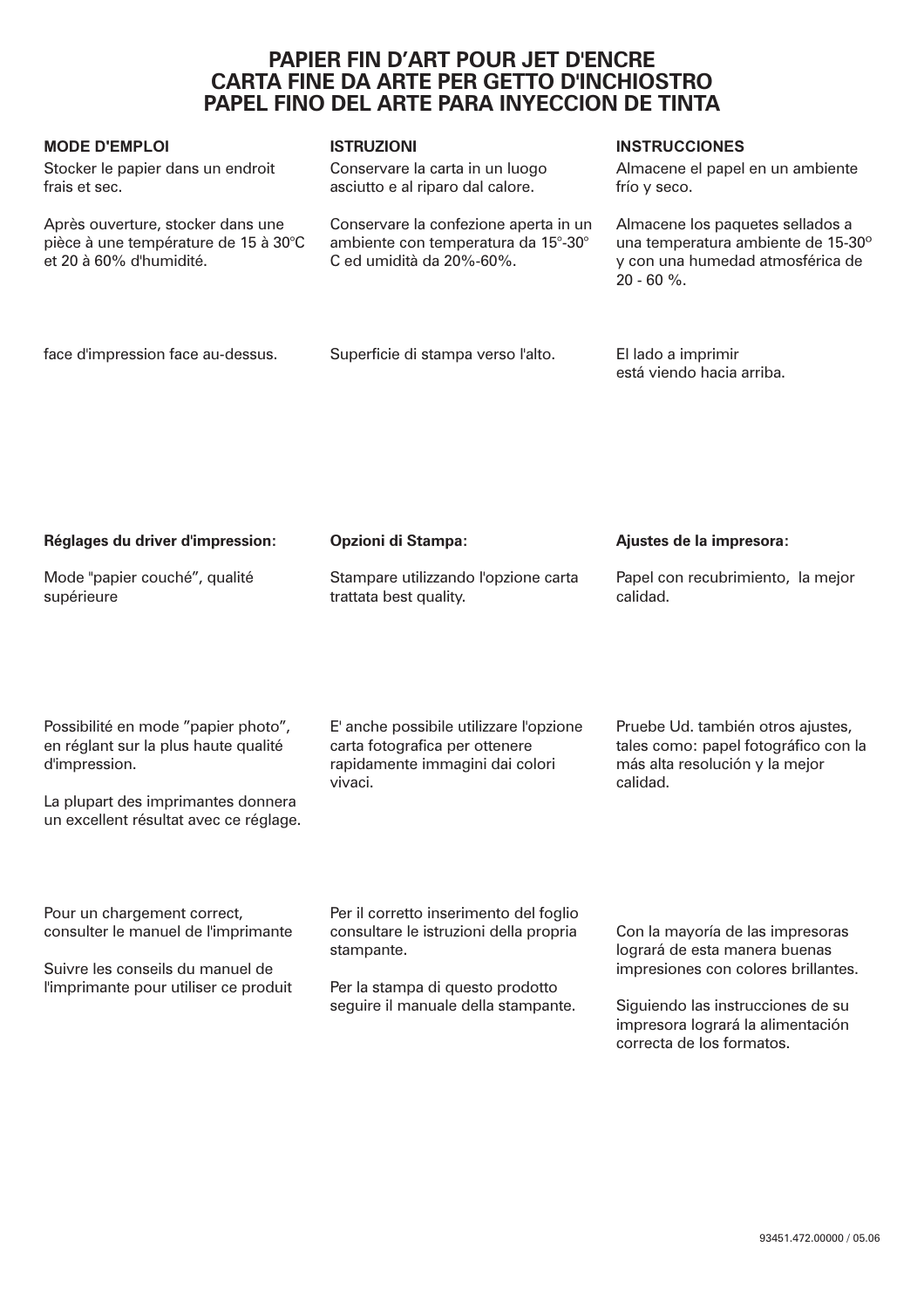# PAPIER FIN D'ART POUR JET D'ENCRE
# CARTA FINE DA ARTE PER GETTO D'INCHIOSTRO
# PAPEL FINO DEL ARTE PARA INYECCION DE TINTA

**MODE D'EMPLOI**

Stocker le papier dans un endroit frais et sec.

Après ouverture, stocker dans une pièce à une température de 15 à 30°C et 20 à 60% d'humidité.

face d'impression face au-dessus.

**Réglages du driver d'impression:**

Mode "papier couché", qualité supérieure

Possibilité en mode "papier photo", en réglant sur la plus haute qualité d'impression.

La plupart des imprimantes donnera un excellent résultat avec ce réglage.

Pour un chargement correct, consulter le manuel de l'imprimante

Suivre les conseils du manuel de l'imprimante pour utiliser ce produit

**ISTRUZIONI**

Conservare la carta in un luogo asciutto e al riparo dal calore.

Conservare la confezione aperta in un ambiente con temperatura da 15°-30° C ed umidità da 20%-60%.

Superficie di stampa verso l'alto.

**Opzioni di Stampa:**

Stampare utilizzando l'opzione carta trattata best quality.

E' anche possibile utilizzare l'opzione carta fotografica per ottenere rapidamente immagini dai colori vivaci.

Per il corretto inserimento del foglio consultare le istruzioni della propria stampante.

Per la stampa di questo prodotto seguire il manuale della stampante.

**INSTRUCCIONES**

Almacene el papel en un ambiente frío y seco.

Almacene los paquetes sellados a una temperatura ambiente de 15-30º y con una humedad atmosférica de 20 - 60 %.

El lado a imprimir está viendo hacia arriba.

**Ajustes de la impresora:**

Papel con recubrimiento, la mejor calidad.

Pruebe Ud. también otros ajustes, tales como: papel fotográfico con la más alta resolución y la mejor calidad.

Con la mayoría de las impresoras logrará de esta manera buenas impresiones con colores brillantes.

Siguiendo las instrucciones de su impresora logrará la alimentación correcta de los formatos.

93451.472.00000 / 05.06